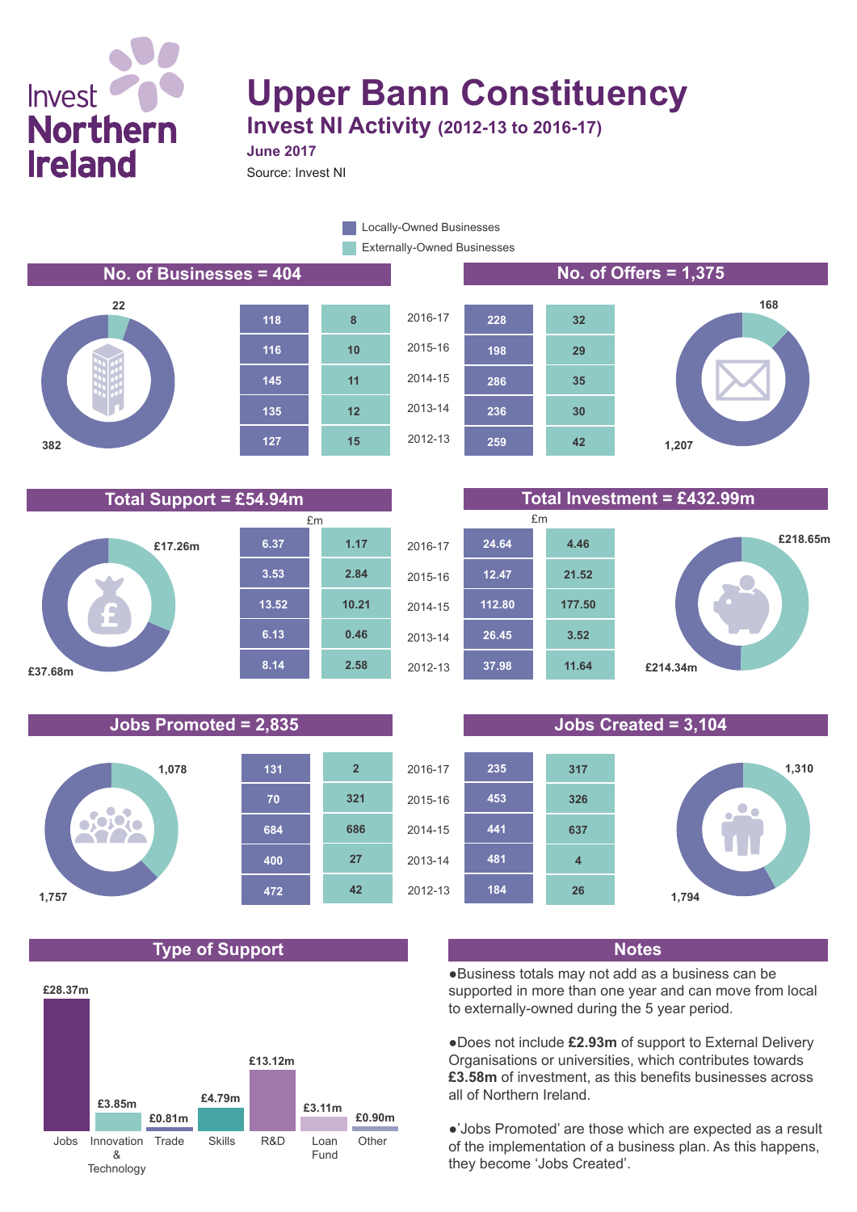Invest Northern Ireland

# Upper Bann Constituency

## Invest NI Activity (2012-13 to 2016-17)

**June 2017**

Source: Invest NI

Locally-Owned Businesses
Externally-Owned Businesses

### No. of Businesses = 404

22
382

### No. of Offers = 1,375

168
1,207

| Year | Businesses: Locally-Owned | Businesses: Externally-Owned | Offers: Locally-Owned | Offers: Externally-Owned |
|---|---|---|---|---|
| 2016-17 | 118 | 8 | 228 | 32 |
| 2015-16 | 116 | 10 | 198 | 29 |
| 2014-15 | 145 | 11 | 286 | 35 |
| 2013-14 | 135 | 12 | 236 | 30 |
| 2012-13 | 127 | 15 | 259 | 42 |

### Total Support = £54.94m

£17.26m
£37.68m

### Total Investment = £432.99m

£218.65m
£214.34m

| Year | Support (£m): Locally-Owned | Support (£m): Externally-Owned | Investment (£m): Locally-Owned | Investment (£m): Externally-Owned |
|---|---|---|---|---|
| 2016-17 | 6.37 | 1.17 | 24.64 | 4.46 |
| 2015-16 | 3.53 | 2.84 | 12.47 | 21.52 |
| 2014-15 | 13.52 | 10.21 | 112.80 | 177.50 |
| 2013-14 | 6.13 | 0.46 | 26.45 | 3.52 |
| 2012-13 | 8.14 | 2.58 | 37.98 | 11.64 |

### Jobs Promoted = 2,835

1,078
1,757

### Jobs Created = 3,104

1,310
1,794

| Year | Jobs Promoted: Locally-Owned | Jobs Promoted: Externally-Owned | Jobs Created: Locally-Owned | Jobs Created: Externally-Owned |
|---|---|---|---|---|
| 2016-17 | 131 | 2 | 235 | 317 |
| 2015-16 | 70 | 321 | 453 | 326 |
| 2014-15 | 684 | 686 | 441 | 637 |
| 2013-14 | 400 | 27 | 481 | 4 |
| 2012-13 | 472 | 42 | 184 | 26 |

### Type of Support

£28.37m Jobs
£3.85m Innovation & Technology
£0.81m Trade
£4.79m Skills
£13.12m R&D
£3.11m Loan Fund
£0.90m Other

### Notes

- Business totals may not add as a business can be supported in more than one year and can move from local to externally-owned during the 5 year period.
- Does not include **£2.93m** of support to External Delivery Organisations or universities, which contributes towards **£3.58m** of investment, as this benefits businesses across all of Northern Ireland.
- 'Jobs Promoted' are those which are expected as a result of the implementation of a business plan. As this happens, they become 'Jobs Created'.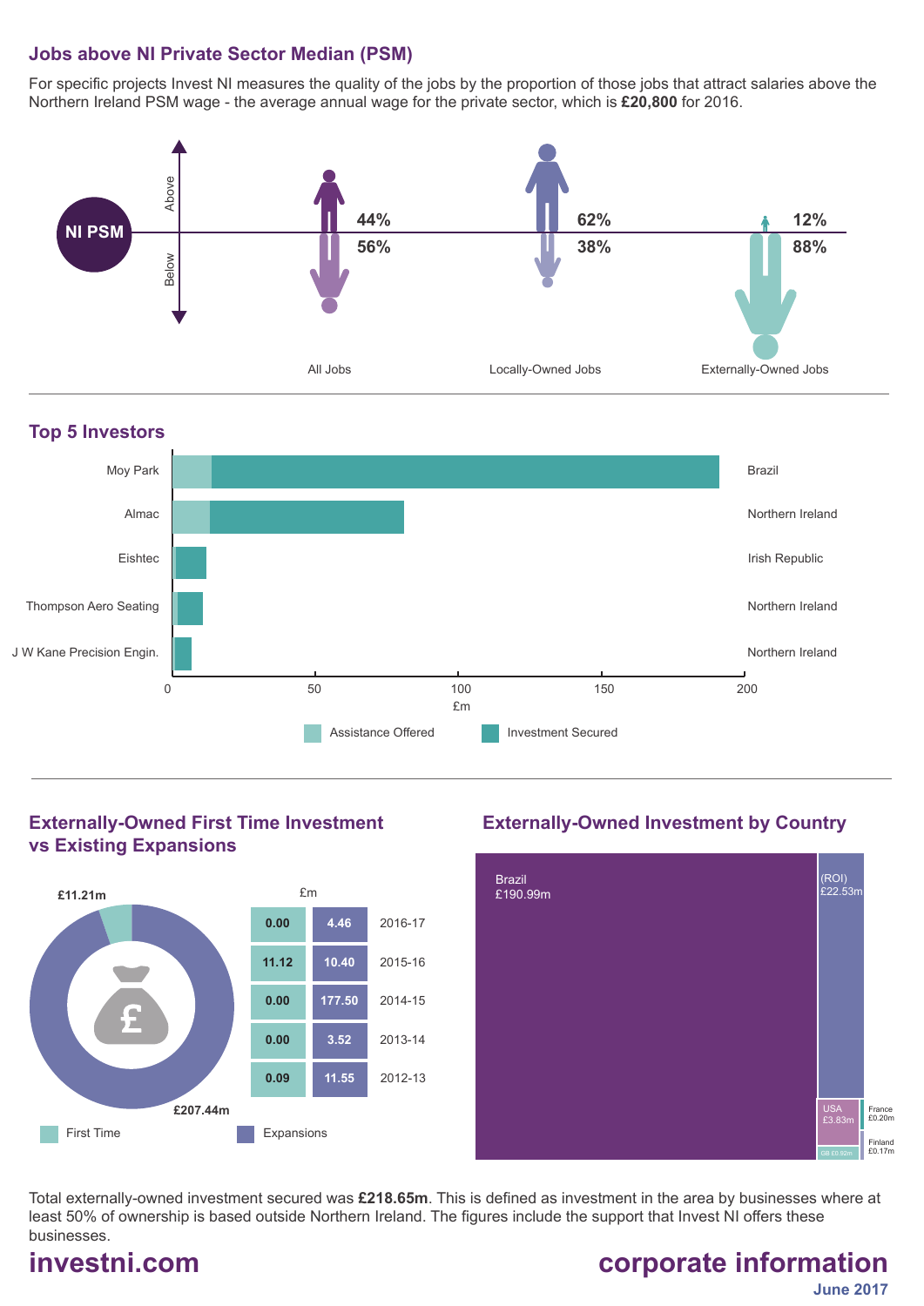## Jobs above NI Private Sector Median (PSM)

For specific projects Invest NI measures the quality of the jobs by the proportion of those jobs that attract salaries above the Northern Ireland PSM wage - the average annual wage for the private sector, which is **£20,800** for 2016.

NI PSM

Above

Below

All Jobs
44%
56%

Locally-Owned Jobs
62%
38%

Externally-Owned Jobs
12%
88%

## Top 5 Investors

Moy Park — Brazil
Almac — Northern Ireland
Eishtec — Irish Republic
Thompson Aero Seating — Northern Ireland
J W Kane Precision Engin. — Northern Ireland

0 50 100 150 200
£m

Assistance Offered
Investment Secured

## Externally-Owned First Time Investment vs Existing Expansions

£11.21m

£207.44m

First Time
Expansions

£m

| | | |
|---|---|---|
| 0.00 | 4.46 | 2016-17 |
| 11.12 | 10.40 | 2015-16 |
| 0.00 | 177.50 | 2014-15 |
| 0.00 | 3.52 | 2013-14 |
| 0.09 | 11.55 | 2012-13 |

## Externally-Owned Investment by Country

Brazil £190.99m
(ROI) £22.53m
USA £3.83m
GB £0.92m
France £0.20m
Finland £0.17m

Total externally-owned investment secured was **£218.65m**. This is defined as investment in the area by businesses where at least 50% of ownership is based outside Northern Ireland. The figures include the support that Invest NI offers these businesses.

**investni.com**

**corporate information**
**June 2017**